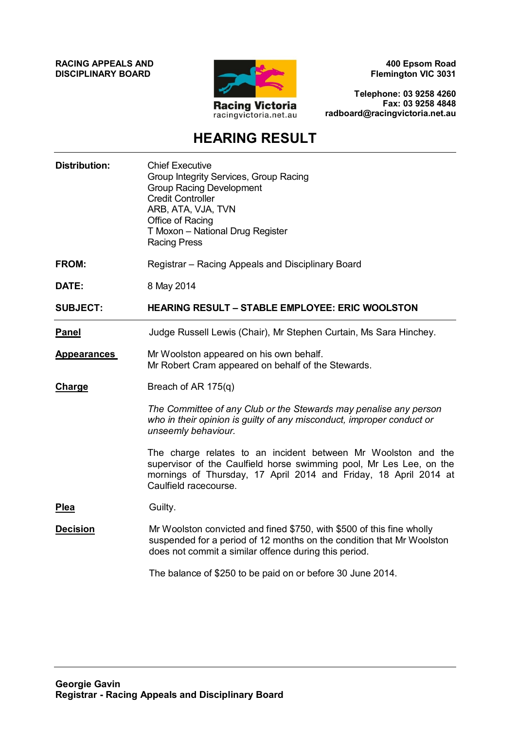**RACING APPEALS AND DISCIPLINARY BOARD**

Racing Victoria
racingvictoria.net.au

**400 Epsom Road**
**Flemington VIC 3031**

**Telephone: 03 9258 4260**
**Fax: 03 9258 4848**
**radboard@racingvictoria.net.au**

# HEARING RESULT

**Distribution:** Chief Executive
Group Integrity Services, Group Racing
Group Racing Development
Credit Controller
ARB, ATA, VJA, TVN
Office of Racing
T Moxon – National Drug Register
Racing Press

**FROM:** Registrar – Racing Appeals and Disciplinary Board

**DATE:** 8 May 2014

**SUBJECT:** **HEARING RESULT – STABLE EMPLOYEE: ERIC WOOLSTON**

---

**Panel**

Judge Russell Lewis (Chair), Mr Stephen Curtain, Ms Sara Hinchey.

**Appearances**

Mr Woolston appeared on his own behalf.
Mr Robert Cram appeared on behalf of the Stewards.

**Charge**

Breach of AR 175(q)

*The Committee of any Club or the Stewards may penalise any person who in their opinion is guilty of any misconduct, improper conduct or unseemly behaviour.*

The charge relates to an incident between Mr Woolston and the supervisor of the Caulfield horse swimming pool, Mr Les Lee, on the mornings of Thursday, 17 April 2014 and Friday, 18 April 2014 at Caulfield racecourse.

**Plea**

Guilty.

**Decision**

Mr Woolston convicted and fined $750, with $500 of this fine wholly suspended for a period of 12 months on the condition that Mr Woolston does not commit a similar offence during this period.

The balance of $250 to be paid on or before 30 June 2014.

---

**Georgie Gavin**
**Registrar - Racing Appeals and Disciplinary Board**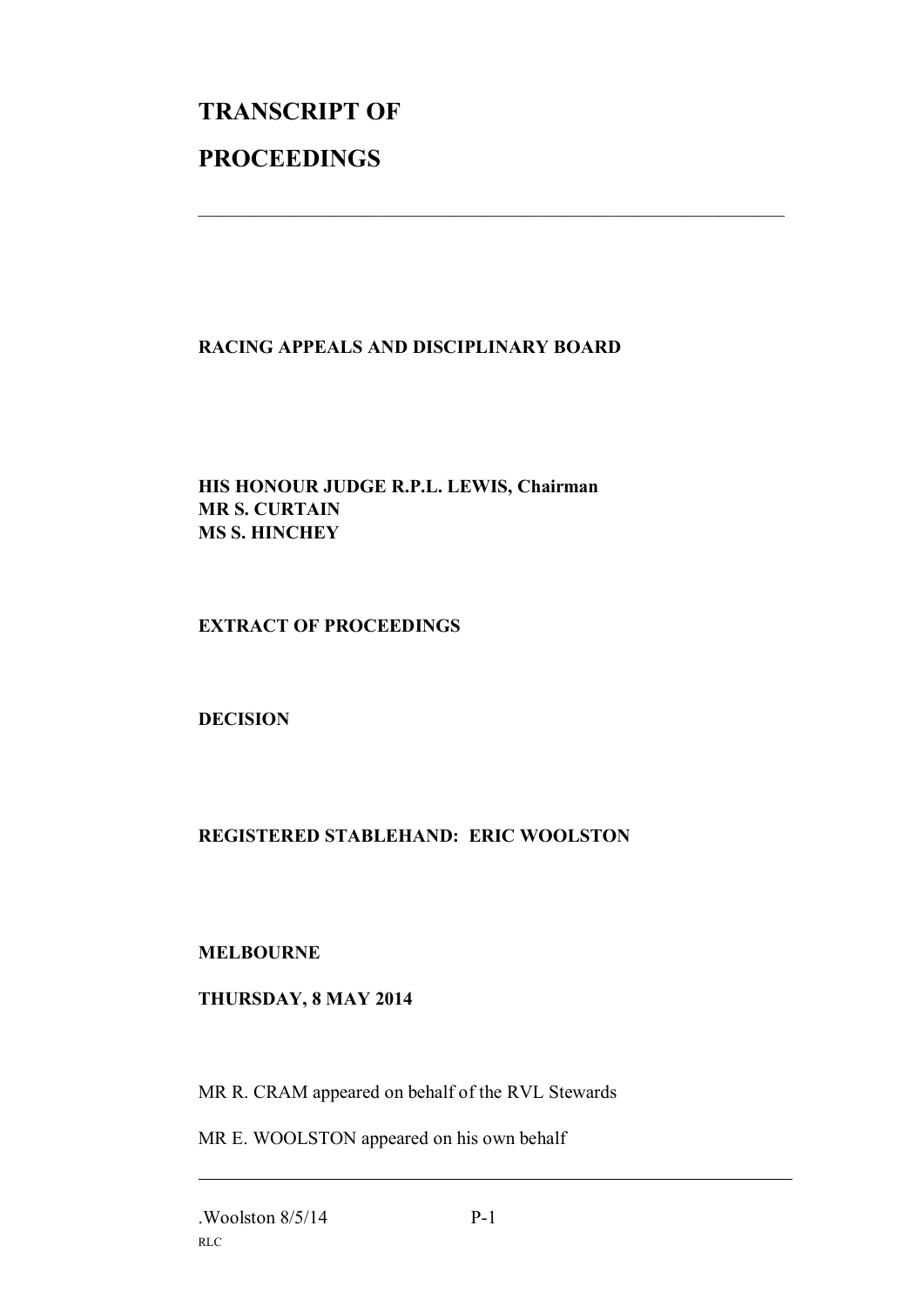# TRANSCRIPT OF

# PROCEEDINGS

---

**RACING APPEALS AND DISCIPLINARY BOARD**

**HIS HONOUR JUDGE R.P.L. LEWIS, Chairman**
**MR S. CURTAIN**
**MS S. HINCHEY**

**EXTRACT OF PROCEEDINGS**

**DECISION**

**REGISTERED STABLEHAND: ERIC WOOLSTON**

**MELBOURNE**

**THURSDAY, 8 MAY 2014**

MR R. CRAM appeared on behalf of the RVL Stewards

MR E. WOOLSTON appeared on his own behalf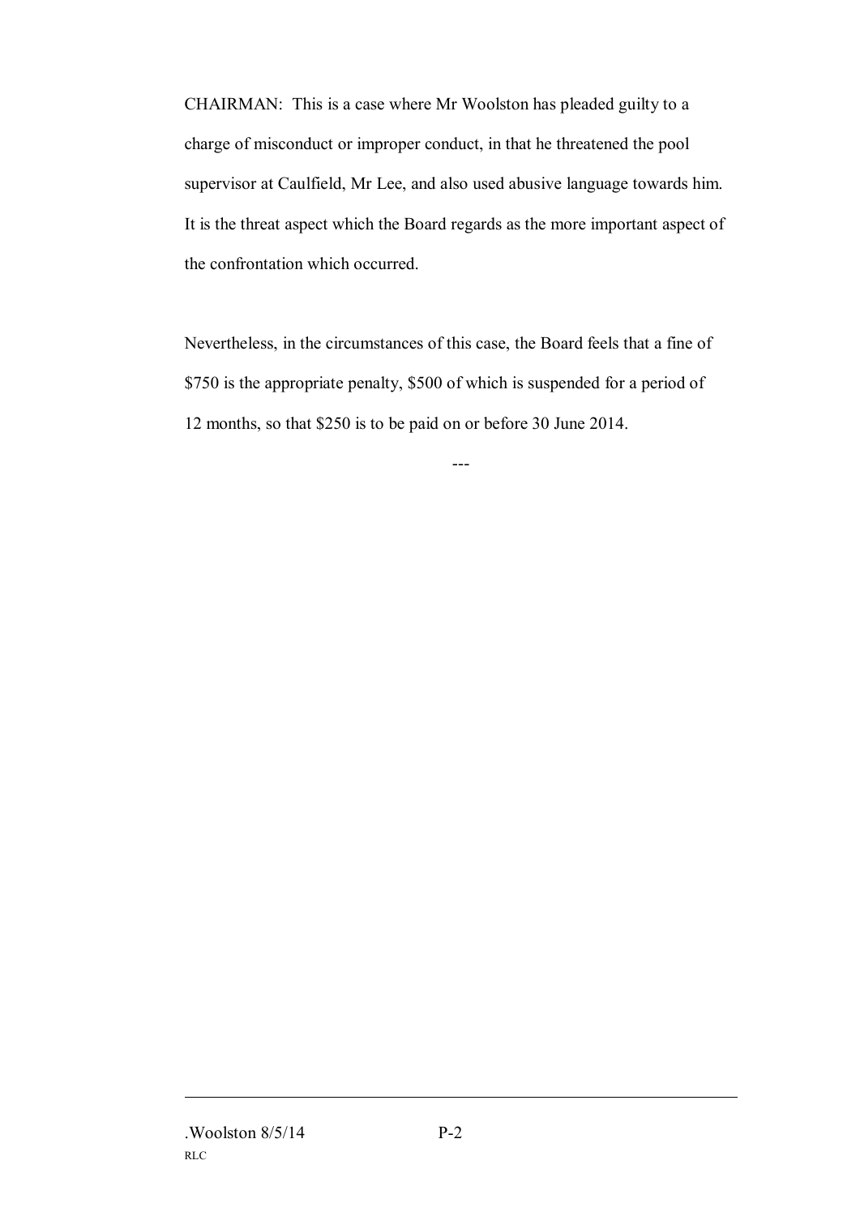CHAIRMAN: This is a case where Mr Woolston has pleaded guilty to a charge of misconduct or improper conduct, in that he threatened the pool supervisor at Caulfield, Mr Lee, and also used abusive language towards him. It is the threat aspect which the Board regards as the more important aspect of the confrontation which occurred.

Nevertheless, in the circumstances of this case, the Board feels that a fine of $750 is the appropriate penalty, $500 of which is suspended for a period of 12 months, so that $250 is to be paid on or before 30 June 2014.

---